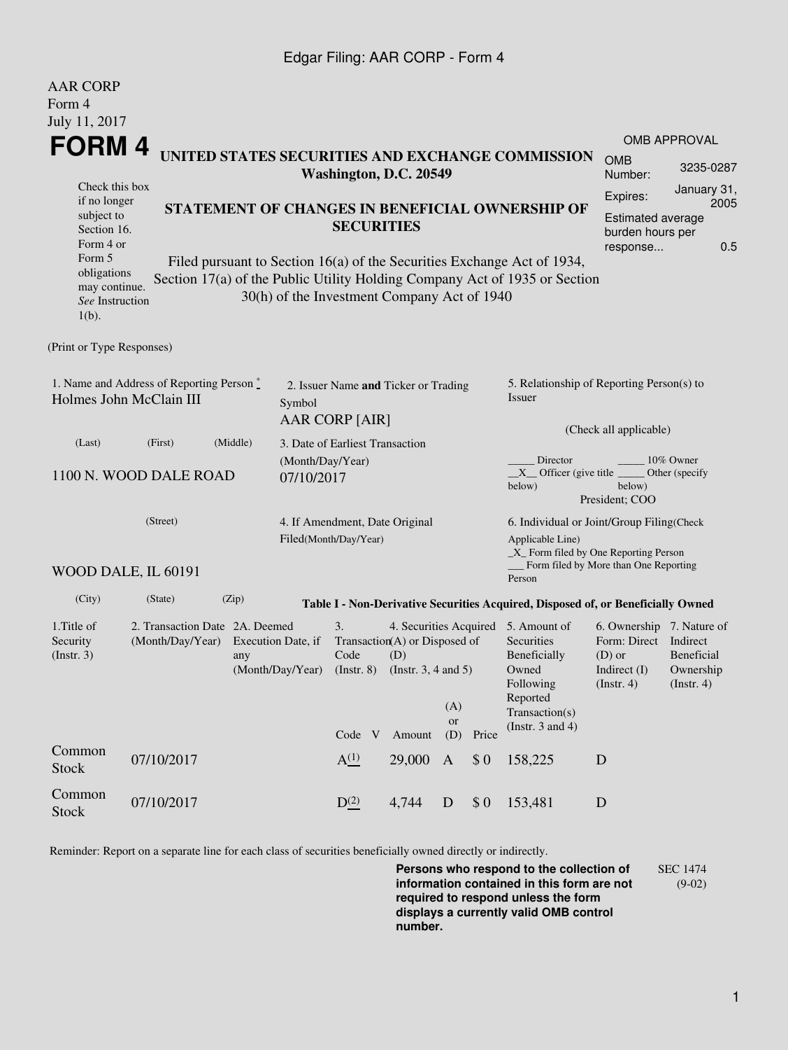AAR CORP
Form 4
July 11, 2017

# FORM 4

**UNITED STATES SECURITIES AND EXCHANGE COMMISSION**
**Washington, D.C. 20549**

**STATEMENT OF CHANGES IN BENEFICIAL OWNERSHIP OF SECURITIES**

Filed pursuant to Section 16(a) of the Securities Exchange Act of 1934, Section 17(a) of the Public Utility Holding Company Act of 1935 or Section 30(h) of the Investment Company Act of 1940

Check this box if no longer subject to Section 16. Form 4 or Form 5 obligations may continue. *See* Instruction 1(b).

| OMB APPROVAL | |
|---|---|
| OMB Number: | 3235-0287 |
| Expires: | January 31, 2005 |
| Estimated average burden hours per response... | 0.5 |

(Print or Type Responses)

1. Name and Address of Reporting Person *
Holmes John McClain III

(Last) (First) (Middle)

1100 N. WOOD DALE ROAD

(Street)

WOOD DALE, IL 60191

(City) (State) (Zip)

2. Issuer Name **and** Ticker or Trading Symbol
AAR CORP [AIR]

3. Date of Earliest Transaction (Month/Day/Year)
07/10/2017

4. If Amendment, Date Original Filed(Month/Day/Year)

5. Relationship of Reporting Person(s) to Issuer

(Check all applicable)

_____ Director _____ 10% Owner
\_\_X\_\_ Officer (give title below) _____ Other (specify below)
President; COO

6. Individual or Joint/Group Filing(Check Applicable Line)
\_X\_ Form filed by One Reporting Person
___ Form filed by More than One Reporting Person

**Table I - Non-Derivative Securities Acquired, Disposed of, or Beneficially Owned**

| 1.Title of Security (Instr. 3) | 2. Transaction Date (Month/Day/Year) | 2A. Deemed Execution Date, if any (Month/Day/Year) | 3. Transaction Code (Instr. 8) | | 4. Securities Acquired (A) or Disposed of (D) (Instr. 3, 4 and 5) | | | 5. Amount of Securities Beneficially Owned Following Reported Transaction(s) (Instr. 3 and 4) | 6. Ownership Form: Direct (D) or Indirect (I) (Instr. 4) | 7. Nature of Indirect Beneficial Ownership (Instr. 4) |
|---|---|---|---|---|---|---|---|---|---|---|
| | | | Code | V | Amount | (A) or (D) | Price | | | |
| Common Stock | 07/10/2017 | | A[(1)] | | 29,000 | A | $ 0 | 158,225 | D | |
| Common Stock | 07/10/2017 | | D[(2)] | | 4,744 | D | $ 0 | 153,481 | D | |

Reminder: Report on a separate line for each class of securities beneficially owned directly or indirectly.

**Persons who respond to the collection of information contained in this form are not required to respond unless the form displays a currently valid OMB control number.**

SEC 1474 (9-02)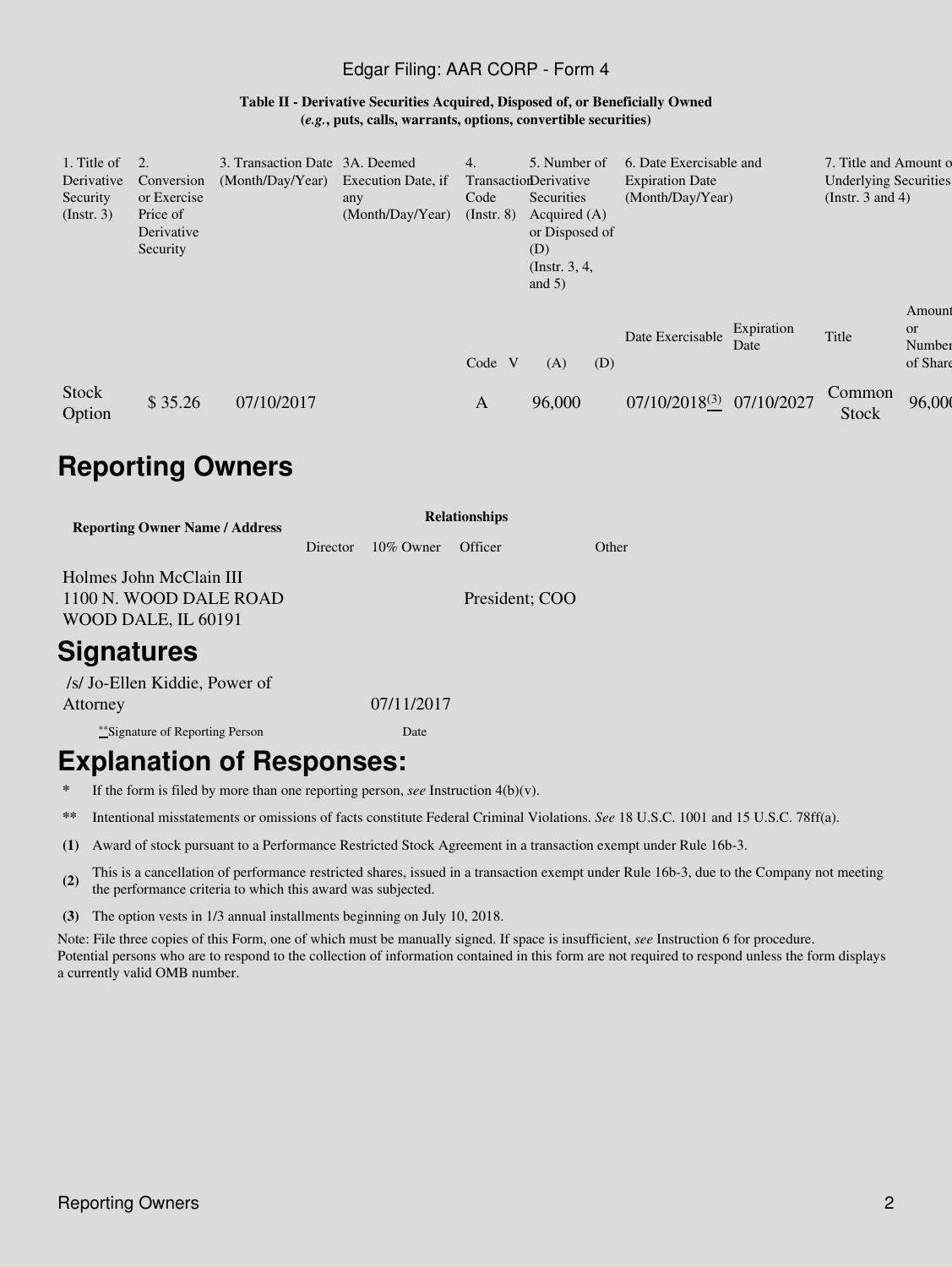Edgar Filing: AAR CORP - Form 4

**Table II - Derivative Securities Acquired, Disposed of, or Beneficially Owned**
**(*e.g.*, puts, calls, warrants, options, convertible securities)**

| 1. Title of Derivative Security (Instr. 3) | 2. Conversion or Exercise Price of Derivative Security | 3. Transaction Date (Month/Day/Year) | 3A. Deemed Execution Date, if any (Month/Day/Year) | 4. Transaction Code (Instr. 8) | | 5. Number of Derivative Securities Acquired (A) or Disposed of (D) (Instr. 3, 4, and 5) | | 6. Date Exercisable and Expiration Date (Month/Day/Year) | | 7. Title and Amount of Underlying Securities (Instr. 3 and 4) | |
|---|---|---|---|---|---|---|---|---|---|---|---|
| | | | | Code | V | (A) | (D) | Date Exercisable | Expiration Date | Title | Amount or Number of Shares |
| Stock Option | $ 35.26 | 07/10/2017 | | A | | 96,000 | | 07/10/2018 (3) | 07/10/2027 | Common Stock | 96,000 |

## Reporting Owners

| Reporting Owner Name / Address | Relationships | | | |
|---|---|---|---|---|
| | Director | 10% Owner | Officer | Other |
| Holmes John McClain III<br>1100 N. WOOD DALE ROAD<br>WOOD DALE, IL 60191 | | | President; COO | |

## Signatures

| | |
|---|---|
| /s/ Jo-Ellen Kiddie, Power of Attorney | 07/11/2017 |
| **Signature of Reporting Person | Date |

## Explanation of Responses:

- \* If the form is filed by more than one reporting person, *see* Instruction 4(b)(v).
- \*\* Intentional misstatements or omissions of facts constitute Federal Criminal Violations. *See* 18 U.S.C. 1001 and 15 U.S.C. 78ff(a).
- **(1)** Award of stock pursuant to a Performance Restricted Stock Agreement in a transaction exempt under Rule 16b-3.
- **(2)** This is a cancellation of performance restricted shares, issued in a transaction exempt under Rule 16b-3, due to the Company not meeting the performance criteria to which this award was subjected.
- **(3)** The option vests in 1/3 annual installments beginning on July 10, 2018.

Note: File three copies of this Form, one of which must be manually signed. If space is insufficient, *see* Instruction 6 for procedure.
Potential persons who are to respond to the collection of information contained in this form are not required to respond unless the form displays a currently valid OMB number.